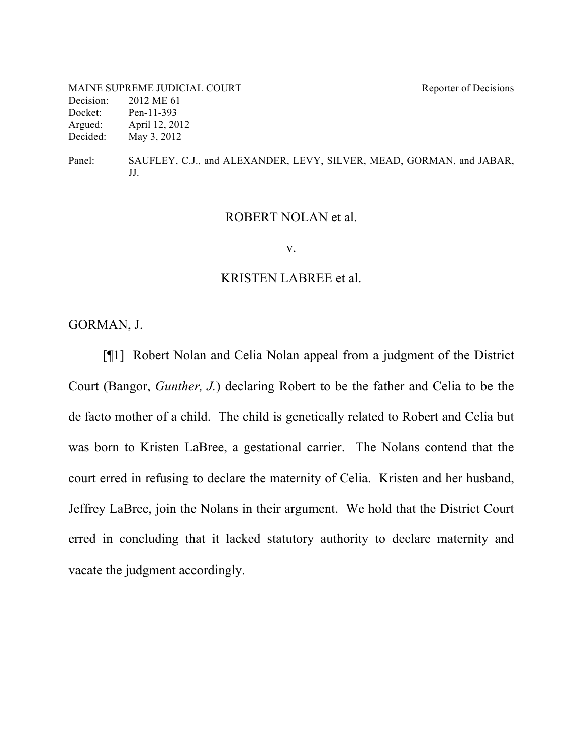MAINE SUPREME JUDICIAL COURT Reporter of Decisions
Decision: 2012 ME 61
Docket: Pen-11-393
Argued: April 12, 2012
Decided: May 3, 2012

Panel: SAUFLEY, C.J., and ALEXANDER, LEVY, SILVER, MEAD, GORMAN, and JABAR, JJ.

ROBERT NOLAN et al.

v.

KRISTEN LABREE et al.

GORMAN, J.

[¶1] Robert Nolan and Celia Nolan appeal from a judgment of the District Court (Bangor, *Gunther, J.*) declaring Robert to be the father and Celia to be the de facto mother of a child. The child is genetically related to Robert and Celia but was born to Kristen LaBree, a gestational carrier. The Nolans contend that the court erred in refusing to declare the maternity of Celia. Kristen and her husband, Jeffrey LaBree, join the Nolans in their argument. We hold that the District Court erred in concluding that it lacked statutory authority to declare maternity and vacate the judgment accordingly.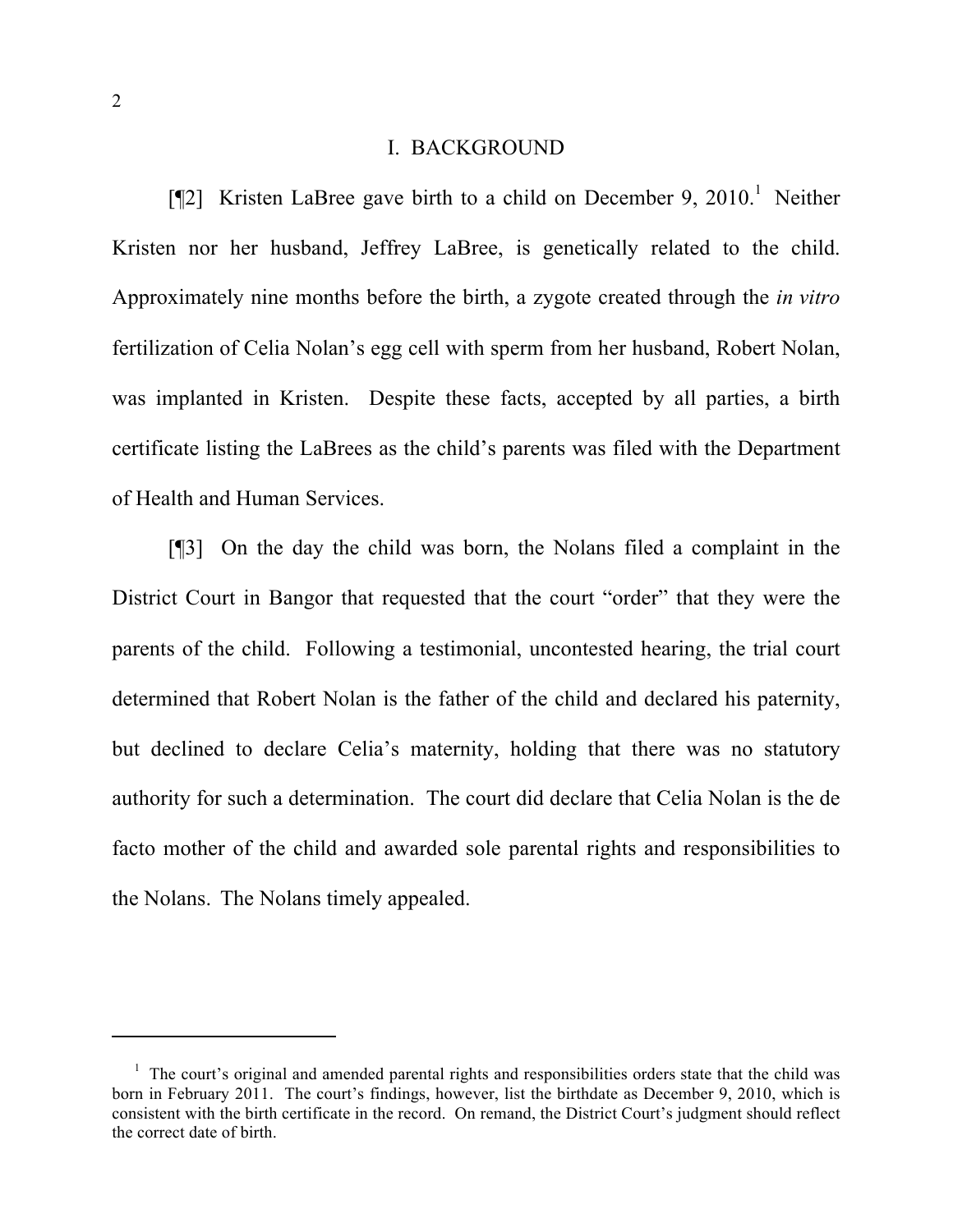## I. BACKGROUND

[¶2] Kristen LaBree gave birth to a child on December 9, 2010.[1] Neither Kristen nor her husband, Jeffrey LaBree, is genetically related to the child. Approximately nine months before the birth, a zygote created through the *in vitro* fertilization of Celia Nolan's egg cell with sperm from her husband, Robert Nolan, was implanted in Kristen. Despite these facts, accepted by all parties, a birth certificate listing the LaBrees as the child's parents was filed with the Department of Health and Human Services.

[¶3] On the day the child was born, the Nolans filed a complaint in the District Court in Bangor that requested that the court "order" that they were the parents of the child. Following a testimonial, uncontested hearing, the trial court determined that Robert Nolan is the father of the child and declared his paternity, but declined to declare Celia's maternity, holding that there was no statutory authority for such a determination. The court did declare that Celia Nolan is the de facto mother of the child and awarded sole parental rights and responsibilities to the Nolans. The Nolans timely appealed.

---

[1] The court's original and amended parental rights and responsibilities orders state that the child was born in February 2011. The court's findings, however, list the birthdate as December 9, 2010, which is consistent with the birth certificate in the record. On remand, the District Court's judgment should reflect the correct date of birth.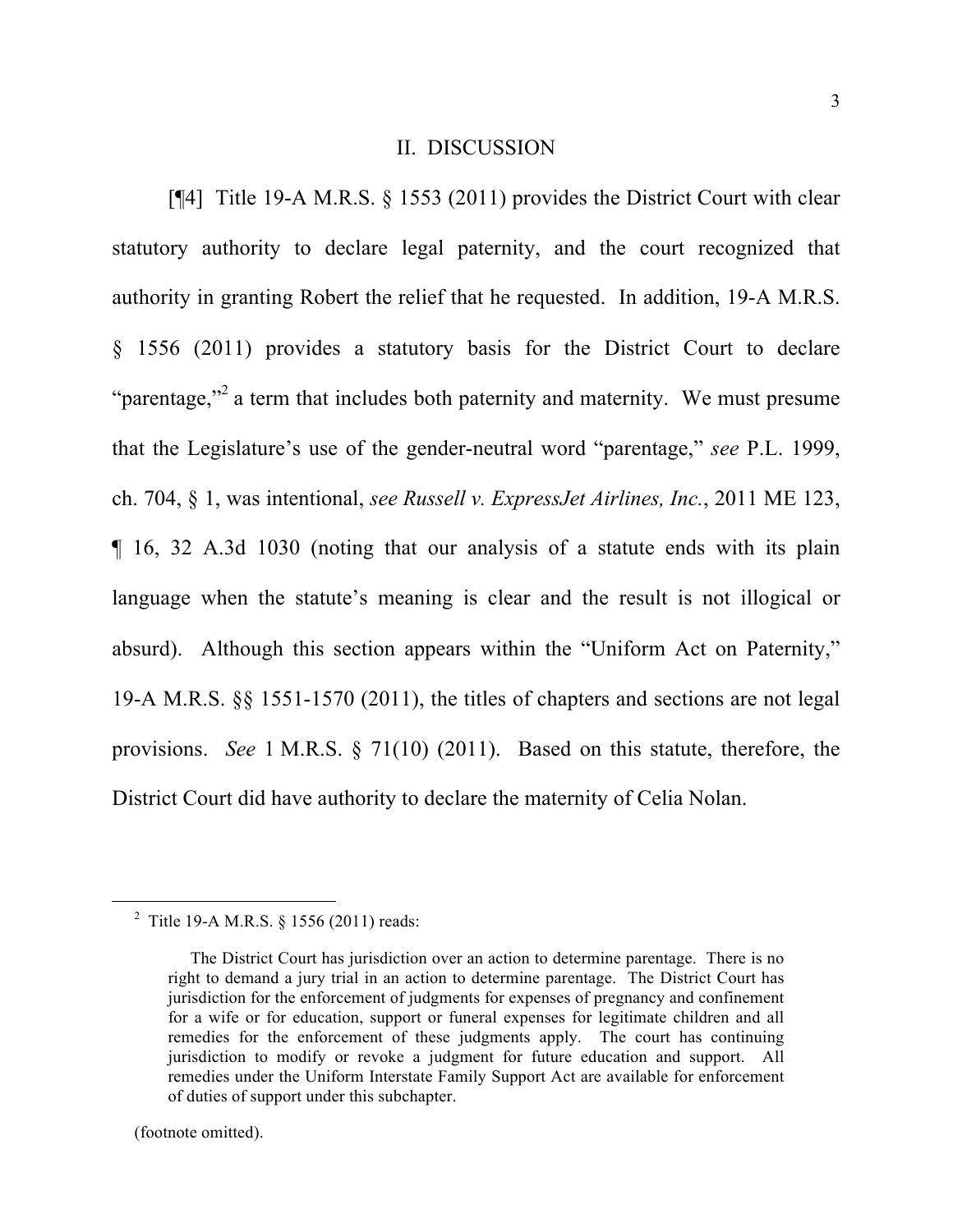## II. DISCUSSION

[¶4] Title 19-A M.R.S. § 1553 (2011) provides the District Court with clear statutory authority to declare legal paternity, and the court recognized that authority in granting Robert the relief that he requested. In addition, 19-A M.R.S. § 1556 (2011) provides a statutory basis for the District Court to declare "parentage,"[2] a term that includes both paternity and maternity. We must presume that the Legislature's use of the gender-neutral word "parentage," *see* P.L. 1999, ch. 704, § 1, was intentional, *see Russell v. ExpressJet Airlines, Inc.*, 2011 ME 123, ¶ 16, 32 A.3d 1030 (noting that our analysis of a statute ends with its plain language when the statute's meaning is clear and the result is not illogical or absurd). Although this section appears within the "Uniform Act on Paternity," 19-A M.R.S. §§ 1551-1570 (2011), the titles of chapters and sections are not legal provisions. *See* 1 M.R.S. § 71(10) (2011). Based on this statute, therefore, the District Court did have authority to declare the maternity of Celia Nolan.

---

[2] Title 19-A M.R.S. § 1556 (2011) reads:

> The District Court has jurisdiction over an action to determine parentage. There is no right to demand a jury trial in an action to determine parentage. The District Court has jurisdiction for the enforcement of judgments for expenses of pregnancy and confinement for a wife or for education, support or funeral expenses for legitimate children and all remedies for the enforcement of these judgments apply. The court has continuing jurisdiction to modify or revoke a judgment for future education and support. All remedies under the Uniform Interstate Family Support Act are available for enforcement of duties of support under this subchapter.

(footnote omitted).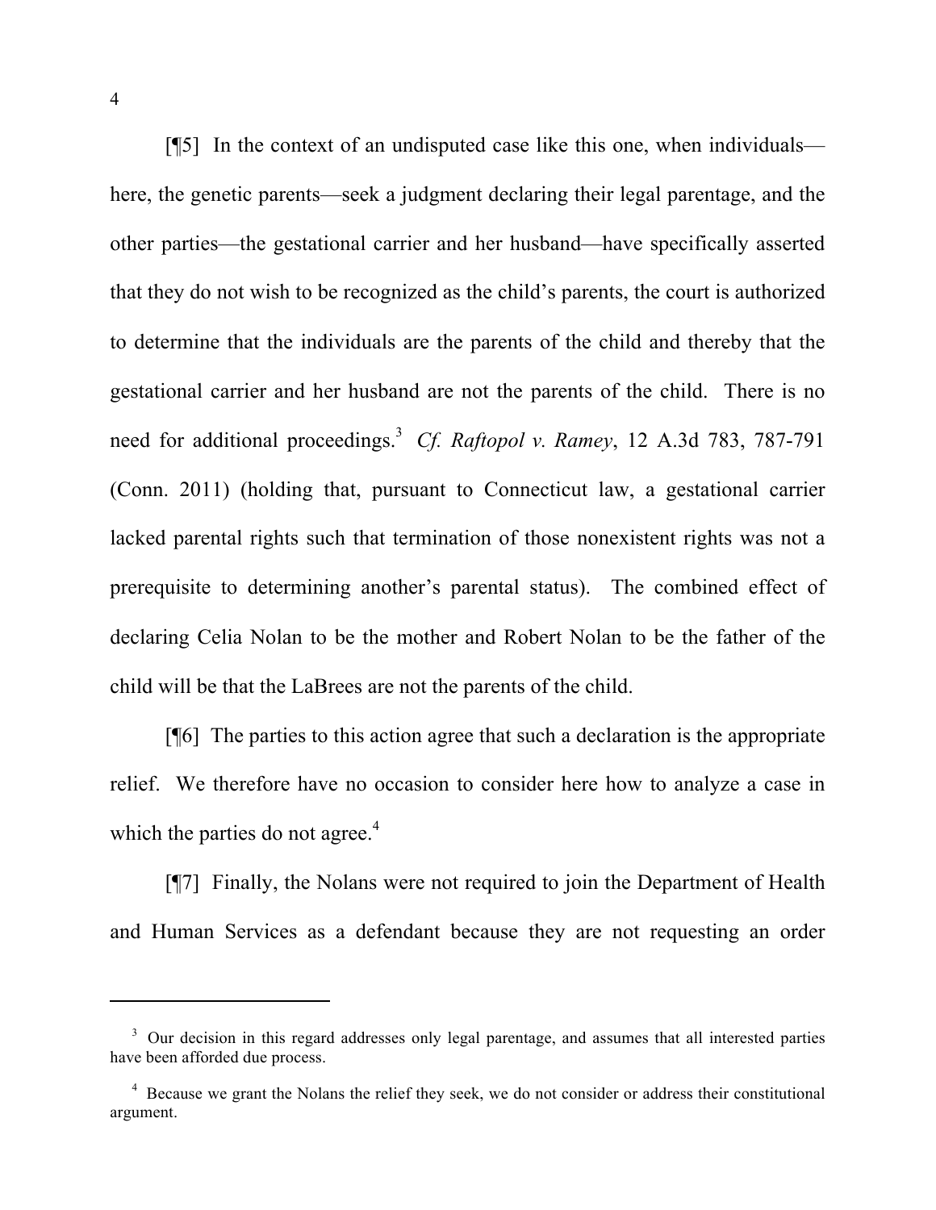[¶5] In the context of an undisputed case like this one, when individuals—here, the genetic parents—seek a judgment declaring their legal parentage, and the other parties—the gestational carrier and her husband—have specifically asserted that they do not wish to be recognized as the child's parents, the court is authorized to determine that the individuals are the parents of the child and thereby that the gestational carrier and her husband are not the parents of the child. There is no need for additional proceedings.[3] *Cf. Raftopol v. Ramey*, 12 A.3d 783, 787-791 (Conn. 2011) (holding that, pursuant to Connecticut law, a gestational carrier lacked parental rights such that termination of those nonexistent rights was not a prerequisite to determining another's parental status). The combined effect of declaring Celia Nolan to be the mother and Robert Nolan to be the father of the child will be that the LaBrees are not the parents of the child.

[¶6] The parties to this action agree that such a declaration is the appropriate relief. We therefore have no occasion to consider here how to analyze a case in which the parties do not agree.[4]

[¶7] Finally, the Nolans were not required to join the Department of Health and Human Services as a defendant because they are not requesting an order

---

[3] Our decision in this regard addresses only legal parentage, and assumes that all interested parties have been afforded due process.

[4] Because we grant the Nolans the relief they seek, we do not consider or address their constitutional argument.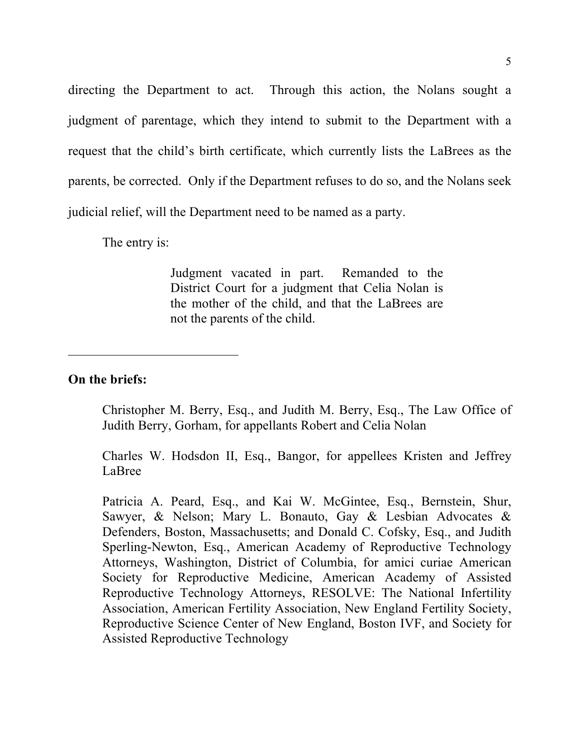directing the Department to act. Through this action, the Nolans sought a judgment of parentage, which they intend to submit to the Department with a request that the child's birth certificate, which currently lists the LaBrees as the parents, be corrected. Only if the Department refuses to do so, and the Nolans seek judicial relief, will the Department need to be named as a party.

The entry is:

> Judgment vacated in part. Remanded to the District Court for a judgment that Celia Nolan is the mother of the child, and that the LaBrees are not the parents of the child.

---

**On the briefs:**

Christopher M. Berry, Esq., and Judith M. Berry, Esq., The Law Office of Judith Berry, Gorham, for appellants Robert and Celia Nolan

Charles W. Hodsdon II, Esq., Bangor, for appellees Kristen and Jeffrey LaBree

Patricia A. Peard, Esq., and Kai W. McGintee, Esq., Bernstein, Shur, Sawyer, & Nelson; Mary L. Bonauto, Gay & Lesbian Advocates & Defenders, Boston, Massachusetts; and Donald C. Cofsky, Esq., and Judith Sperling-Newton, Esq., American Academy of Reproductive Technology Attorneys, Washington, District of Columbia, for amici curiae American Society for Reproductive Medicine, American Academy of Assisted Reproductive Technology Attorneys, RESOLVE: The National Infertility Association, American Fertility Association, New England Fertility Society, Reproductive Science Center of New England, Boston IVF, and Society for Assisted Reproductive Technology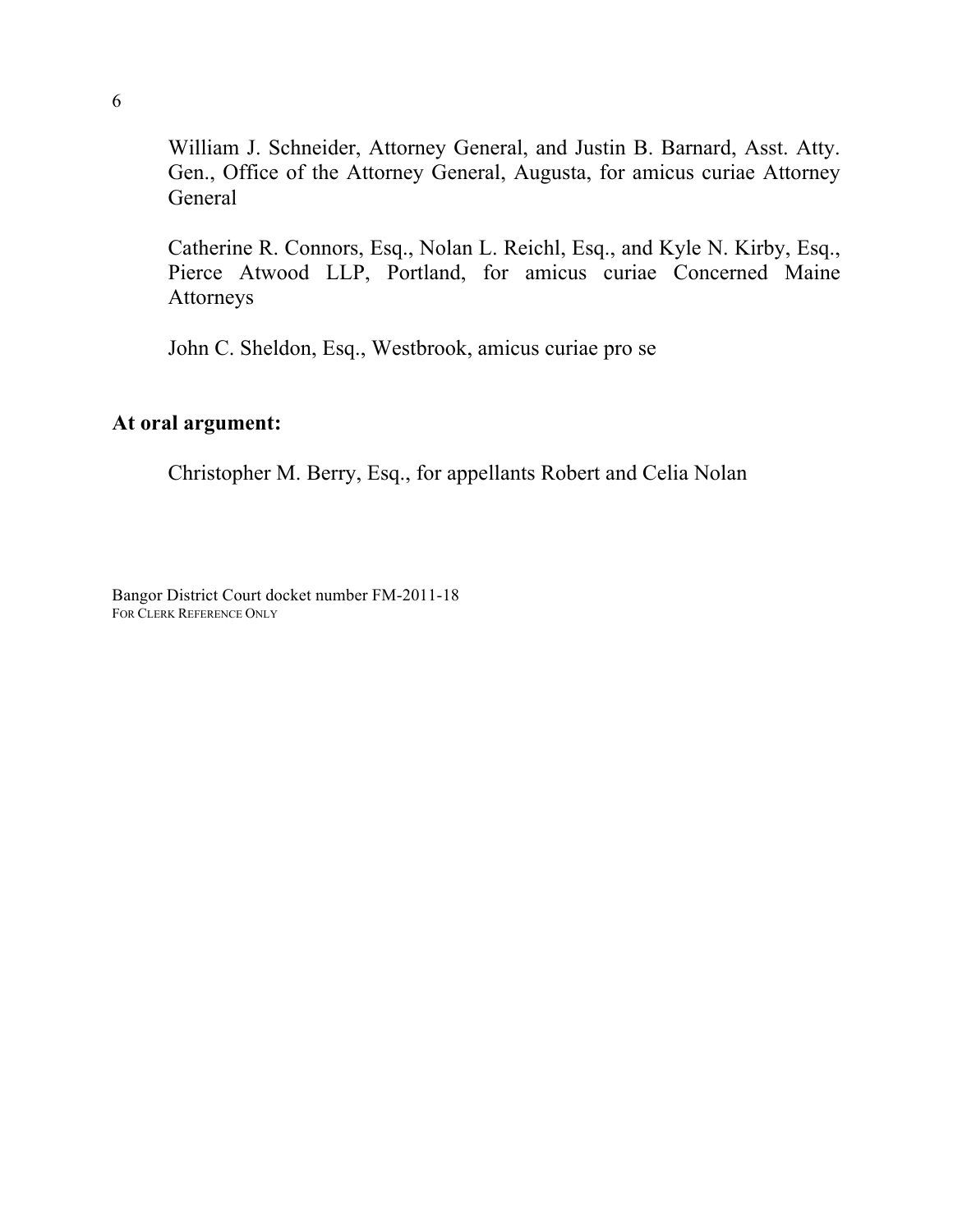William J. Schneider, Attorney General, and Justin B. Barnard, Asst. Atty. Gen., Office of the Attorney General, Augusta, for amicus curiae Attorney General

Catherine R. Connors, Esq., Nolan L. Reichl, Esq., and Kyle N. Kirby, Esq., Pierce Atwood LLP, Portland, for amicus curiae Concerned Maine Attorneys

John C. Sheldon, Esq., Westbrook, amicus curiae pro se

**At oral argument:**

Christopher M. Berry, Esq., for appellants Robert and Celia Nolan

Bangor District Court docket number FM-2011-18
FOR CLERK REFERENCE ONLY